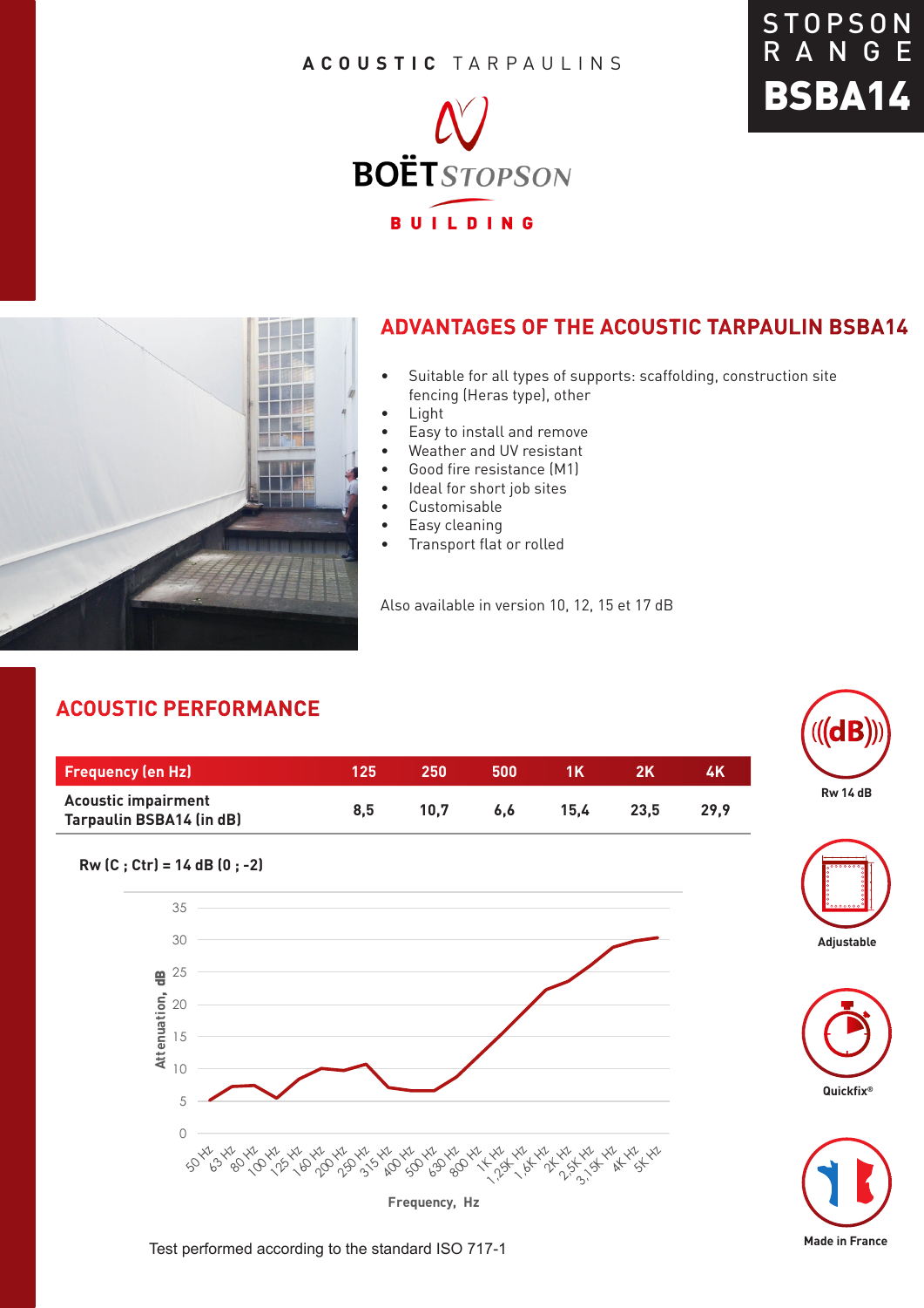ACOUSTIC TARPAULINS

BOËT STOPSON

BUILDING

STOPSON RANGE

# BSBA14

## ADVANTAGES OF THE ACOUSTIC TARPAULIN BSBA14

- Suitable for all types of supports: scaffolding, construction site fencing (Heras type), other
- Light
- Easy to install and remove
- Weather and UV resistant
- Good fire resistance (M1)
- Ideal for short job sites
- Customisable
- Easy cleaning
- Transport flat or rolled

Also available in version 10, 12, 15 et 17 dB

## ACOUSTIC PERFORMANCE

| Frequency (en Hz) | 125 | 250 | 500 | 1K | 2K | 4K |
|---|---|---|---|---|---|---|
| Acoustic impairment Tarpaulin BSBA14 (in dB) | 8,5 | 10,7 | 6,6 | 15,4 | 23,5 | 29,9 |

Rw (C ; Ctr) = 14 dB (0 ; -2)

Attenuation, dB

Frequency, Hz

50 Hz, 63 Hz, 80 Hz, 100 Hz, 125 Hz, 160 Hz, 200 Hz, 250 Hz, 315 Hz, 400 Hz, 500 Hz, 630 Hz, 800 Hz, 1K Hz, 1,25K Hz, 1,6K Hz, 2K Hz, 2,5K Hz, 3,15K Hz, 4K Hz, 5K Hz

Test performed according to the standard ISO 717-1

Rw 14 dB

Adjustable

Quickfix®

Made in France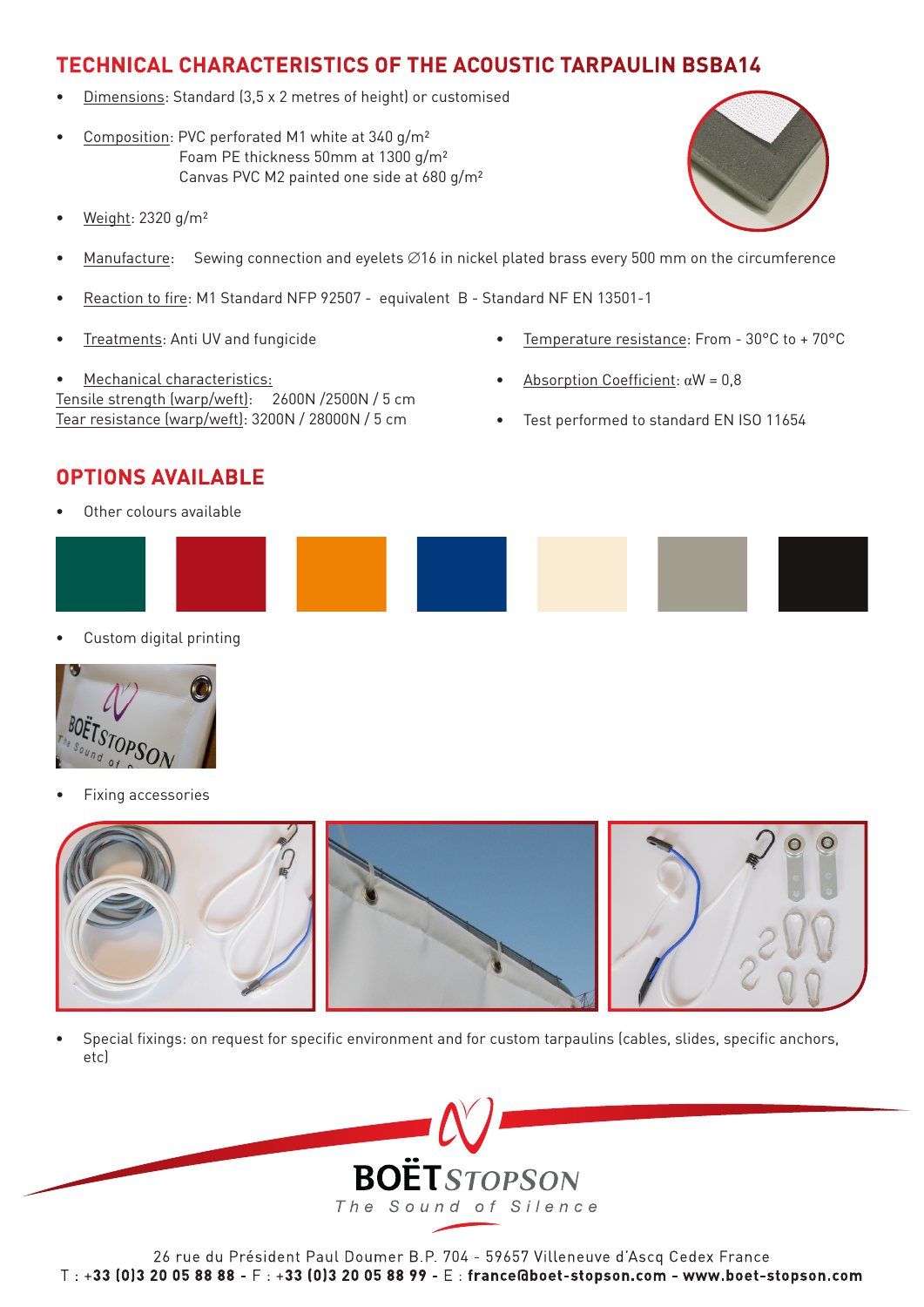## TECHNICAL CHARACTERISTICS OF THE ACOUSTIC TARPAULIN BSBA14

- Dimensions: Standard (3,5 x 2 metres of height) or customised
- Composition: PVC perforated M1 white at 340 g/m²
  Foam PE thickness 50mm at 1300 g/m²
  Canvas PVC M2 painted one side at 680 g/m²
- Weight: 2320 g/m²
- Manufacture: Sewing connection and eyelets ∅16 in nickel plated brass every 500 mm on the circumference
- Reaction to fire: M1 Standard NFP 92507 - equivalent B - Standard NF EN 13501-1
- Treatments: Anti UV and fungicide
- Mechanical characteristics:
  Tensile strength (warp/weft): 2600N /2500N / 5 cm
  Tear resistance (warp/weft): 3200N / 28000N / 5 cm
- Temperature resistance: From - 30°C to + 70°C
- Absorption Coefficient: αW = 0,8
- Test performed to standard EN ISO 11654

## OPTIONS AVAILABLE

- Other colours available
- Custom digital printing
- Fixing accessories
- Special fixings: on request for specific environment and for custom tarpaulins (cables, slides, specific anchors, etc)

**BOËT** STOPSON
*The Sound of Silence*

26 rue du Président Paul Doumer B.P. 704 - 59657 Villeneuve d'Ascq Cedex France
T : **+33 (0)3 20 05 88 88** - F : **+33 (0)3 20 05 88 99** - E : **france@boet-stopson.com - www.boet-stopson.com**